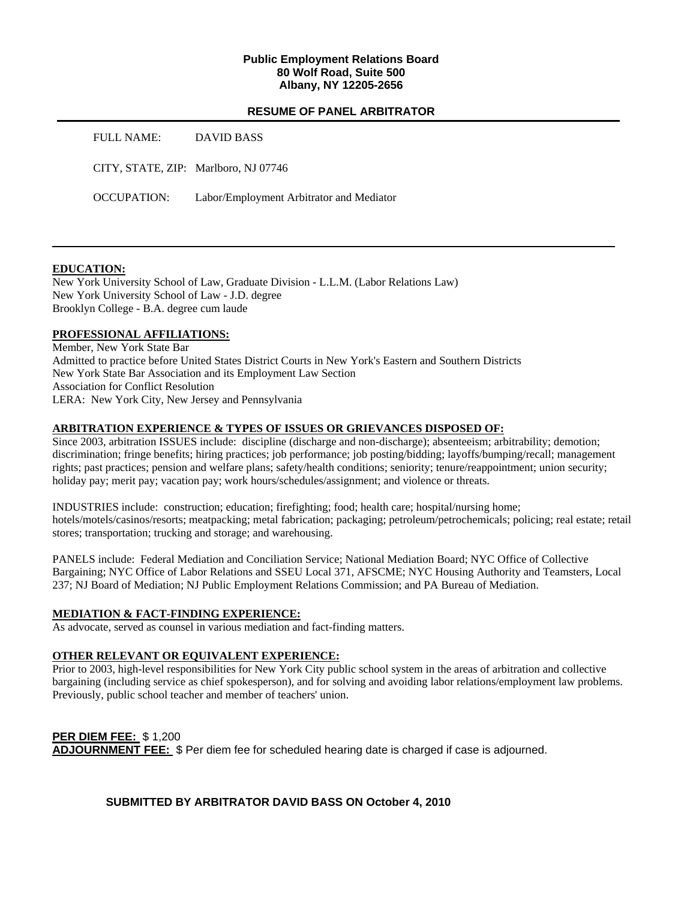**Public Employment Relations Board**
**80 Wolf Road, Suite 500**
**Albany, NY 12205-2656**

## RESUME OF PANEL ARBITRATOR

FULL NAME: DAVID BASS

CITY, STATE, ZIP: Marlboro, NJ 07746

OCCUPATION: Labor/Employment Arbitrator and Mediator

### EDUCATION:

New York University School of Law, Graduate Division - L.L.M. (Labor Relations Law)
New York University School of Law - J.D. degree
Brooklyn College - B.A. degree cum laude

### PROFESSIONAL AFFILIATIONS:

Member, New York State Bar
Admitted to practice before United States District Courts in New York's Eastern and Southern Districts
New York State Bar Association and its Employment Law Section
Association for Conflict Resolution
LERA: New York City, New Jersey and Pennsylvania

### ARBITRATION EXPERIENCE & TYPES OF ISSUES OR GRIEVANCES DISPOSED OF:

Since 2003, arbitration ISSUES include: discipline (discharge and non-discharge); absenteeism; arbitrability; demotion; discrimination; fringe benefits; hiring practices; job performance; job posting/bidding; layoffs/bumping/recall; management rights; past practices; pension and welfare plans; safety/health conditions; seniority; tenure/reappointment; union security; holiday pay; merit pay; vacation pay; work hours/schedules/assignment; and violence or threats.

INDUSTRIES include: construction; education; firefighting; food; health care; hospital/nursing home; hotels/motels/casinos/resorts; meatpacking; metal fabrication; packaging; petroleum/petrochemicals; policing; real estate; retail stores; transportation; trucking and storage; and warehousing.

PANELS include: Federal Mediation and Conciliation Service; National Mediation Board; NYC Office of Collective Bargaining; NYC Office of Labor Relations and SSEU Local 371, AFSCME; NYC Housing Authority and Teamsters, Local 237; NJ Board of Mediation; NJ Public Employment Relations Commission; and PA Bureau of Mediation.

### MEDIATION & FACT-FINDING EXPERIENCE:

As advocate, served as counsel in various mediation and fact-finding matters.

### OTHER RELEVANT OR EQUIVALENT EXPERIENCE:

Prior to 2003, high-level responsibilities for New York City public school system in the areas of arbitration and collective bargaining (including service as chief spokesperson), and for solving and avoiding labor relations/employment law problems. Previously, public school teacher and member of teachers' union.

**PER DIEM FEE:** $ 1,200
**ADJOURNMENT FEE:** $ Per diem fee for scheduled hearing date is charged if case is adjourned.

**SUBMITTED BY ARBITRATOR DAVID BASS ON October 4, 2010**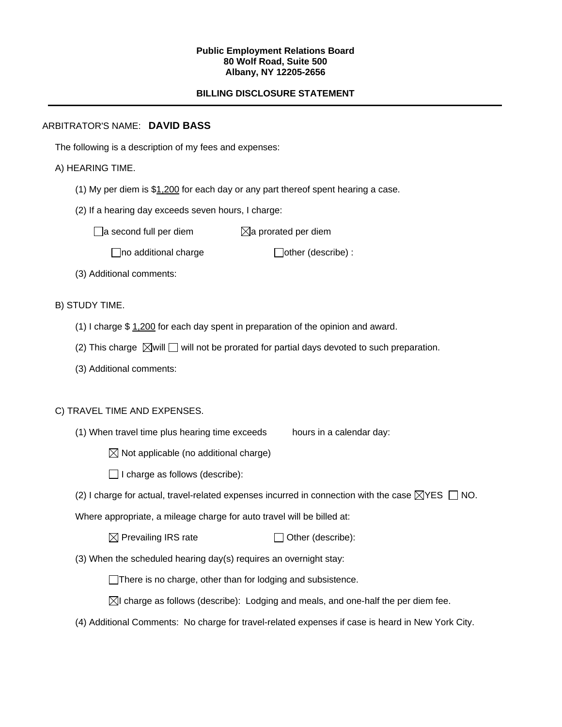**Public Employment Relations Board**
**80 Wolf Road, Suite 500**
**Albany, NY 12205-2656**

**BILLING DISCLOSURE STATEMENT**

---

ARBITRATOR'S NAME: **DAVID BASS**

The following is a description of my fees and expenses:

A) HEARING TIME.

(1) My per diem is $1,200 for each day or any part thereof spent hearing a case.

(2) If a hearing day exceeds seven hours, I charge:

☐ a second full per diem ☒ a prorated per diem

☐ no additional charge ☐ other (describe) :

(3) Additional comments:

B) STUDY TIME.

(1) I charge $ 1,200 for each day spent in preparation of the opinion and award.

(2) This charge ☒ will ☐ will not be prorated for partial days devoted to such preparation.

(3) Additional comments:

C) TRAVEL TIME AND EXPENSES.

(1) When travel time plus hearing time exceeds hours in a calendar day:

☒ Not applicable (no additional charge)

☐ I charge as follows (describe):

(2) I charge for actual, travel-related expenses incurred in connection with the case ☒ YES ☐ NO.

Where appropriate, a mileage charge for auto travel will be billed at:

☒ Prevailing IRS rate ☐ Other (describe):

(3) When the scheduled hearing day(s) requires an overnight stay:

☐ There is no charge, other than for lodging and subsistence.

☒ I charge as follows (describe): Lodging and meals, and one-half the per diem fee.

(4) Additional Comments: No charge for travel-related expenses if case is heard in New York City.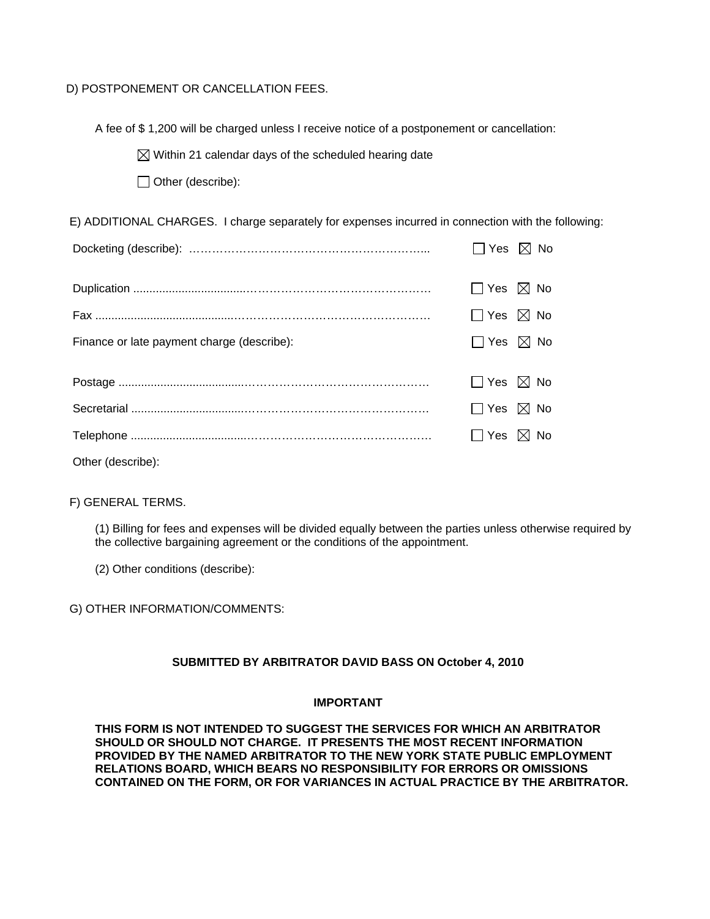D) POSTPONEMENT OR CANCELLATION FEES.

A fee of $ 1,200 will be charged unless I receive notice of a postponement or cancellation:

☒ Within 21 calendar days of the scheduled hearing date

☐ Other (describe):

E) ADDITIONAL CHARGES. I charge separately for expenses incurred in connection with the following:

| | |
|---|---|
| Docketing (describe): ……………………………………………………... | ☐ Yes ☒ No |
| Duplication ……………………………………………………………… | ☐ Yes ☒ No |
| Fax ……………………………………………………………………… | ☐ Yes ☒ No |
| Finance or late payment charge (describe): | ☐ Yes ☒ No |
| Postage ………………………………………………………………… | ☐ Yes ☒ No |
| Secretarial ……………………………………………………………… | ☐ Yes ☒ No |
| Telephone ……………………………………………………………… | ☐ Yes ☒ No |
| Other (describe): | |

F) GENERAL TERMS.

(1) Billing for fees and expenses will be divided equally between the parties unless otherwise required by the collective bargaining agreement or the conditions of the appointment.

(2) Other conditions (describe):

G) OTHER INFORMATION/COMMENTS:

**SUBMITTED BY ARBITRATOR DAVID BASS ON October 4, 2010**

**IMPORTANT**

**THIS FORM IS NOT INTENDED TO SUGGEST THE SERVICES FOR WHICH AN ARBITRATOR SHOULD OR SHOULD NOT CHARGE. IT PRESENTS THE MOST RECENT INFORMATION PROVIDED BY THE NAMED ARBITRATOR TO THE NEW YORK STATE PUBLIC EMPLOYMENT RELATIONS BOARD, WHICH BEARS NO RESPONSIBILITY FOR ERRORS OR OMISSIONS CONTAINED ON THE FORM, OR FOR VARIANCES IN ACTUAL PRACTICE BY THE ARBITRATOR.**